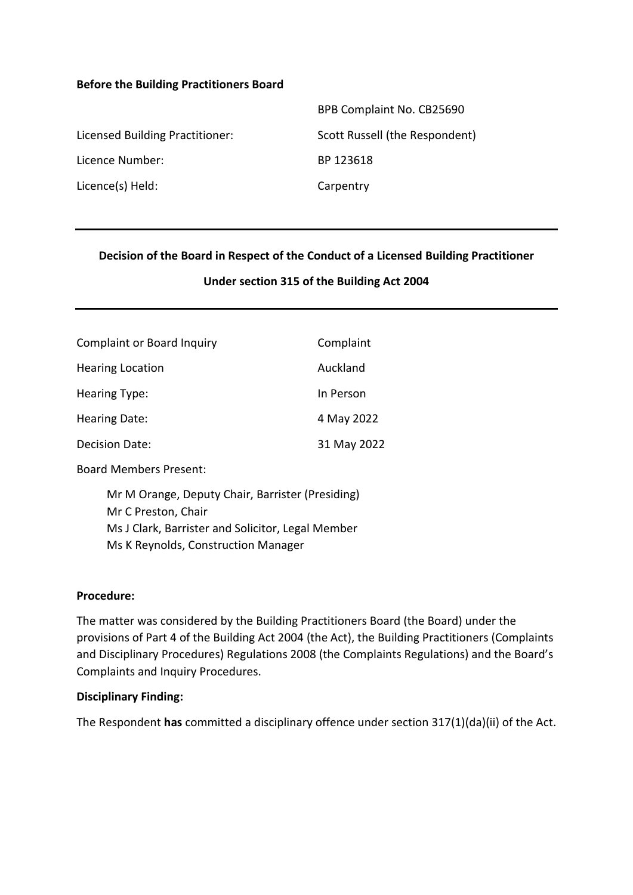**Before the Building Practitioners Board**

| | |
|---|---|
| | BPB Complaint No. CB25690 |
| Licensed Building Practitioner: | Scott Russell (the Respondent) |
| Licence Number: | BP 123618 |
| Licence(s) Held: | Carpentry |

---

**Decision of the Board in Respect of the Conduct of a Licensed Building Practitioner**

**Under section 315 of the Building Act 2004**

---

| | |
|---|---|
| Complaint or Board Inquiry | Complaint |
| Hearing Location | Auckland |
| Hearing Type: | In Person |
| Hearing Date: | 4 May 2022 |
| Decision Date: | 31 May 2022 |

Board Members Present:

Mr M Orange, Deputy Chair, Barrister (Presiding)
Mr C Preston, Chair
Ms J Clark, Barrister and Solicitor, Legal Member
Ms K Reynolds, Construction Manager

**Procedure:**

The matter was considered by the Building Practitioners Board (the Board) under the provisions of Part 4 of the Building Act 2004 (the Act), the Building Practitioners (Complaints and Disciplinary Procedures) Regulations 2008 (the Complaints Regulations) and the Board's Complaints and Inquiry Procedures.

**Disciplinary Finding:**

The Respondent **has** committed a disciplinary offence under section 317(1)(da)(ii) of the Act.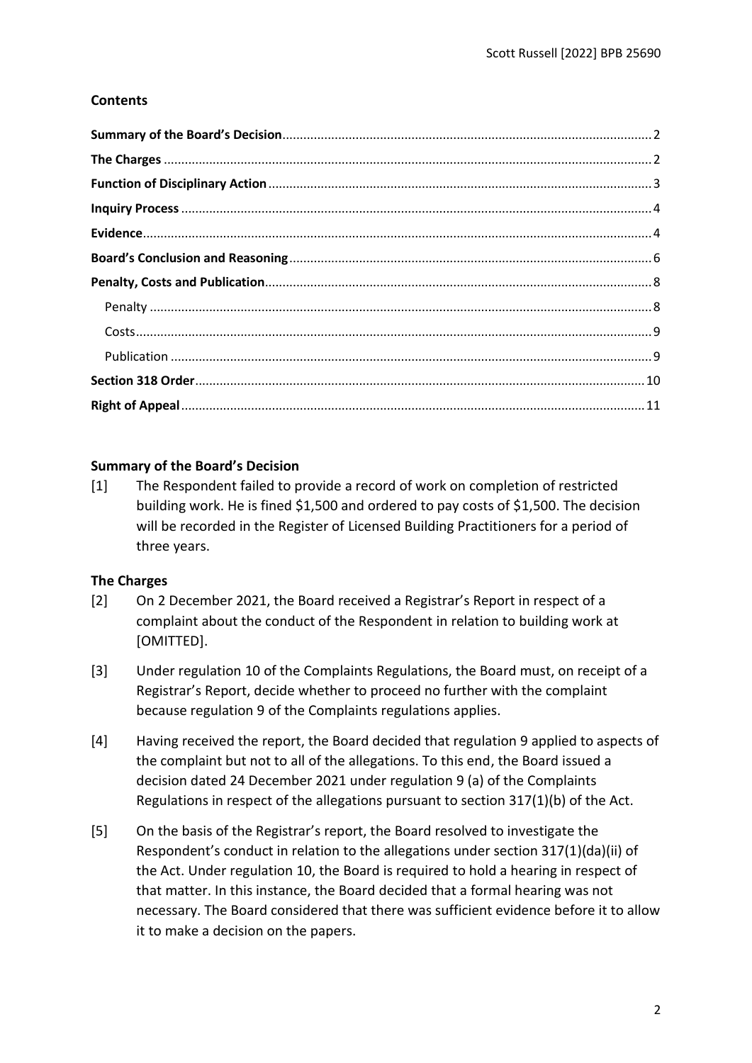## Contents

| | |
|---|---|
| **Summary of the Board's Decision** | 2 |
| **The Charges** | 2 |
| **Function of Disciplinary Action** | 3 |
| **Inquiry Process** | 4 |
| **Evidence** | 4 |
| **Board's Conclusion and Reasoning** | 6 |
| **Penalty, Costs and Publication** | 8 |
| Penalty | 8 |
| Costs | 9 |
| Publication | 9 |
| **Section 318 Order** | 10 |
| **Right of Appeal** | 11 |

## Summary of the Board's Decision

[1] The Respondent failed to provide a record of work on completion of restricted building work. He is fined $1,500 and ordered to pay costs of $1,500. The decision will be recorded in the Register of Licensed Building Practitioners for a period of three years.

## The Charges

[2] On 2 December 2021, the Board received a Registrar's Report in respect of a complaint about the conduct of the Respondent in relation to building work at [OMITTED].

[3] Under regulation 10 of the Complaints Regulations, the Board must, on receipt of a Registrar's Report, decide whether to proceed no further with the complaint because regulation 9 of the Complaints regulations applies.

[4] Having received the report, the Board decided that regulation 9 applied to aspects of the complaint but not to all of the allegations. To this end, the Board issued a decision dated 24 December 2021 under regulation 9 (a) of the Complaints Regulations in respect of the allegations pursuant to section 317(1)(b) of the Act.

[5] On the basis of the Registrar's report, the Board resolved to investigate the Respondent's conduct in relation to the allegations under section 317(1)(da)(ii) of the Act. Under regulation 10, the Board is required to hold a hearing in respect of that matter. In this instance, the Board decided that a formal hearing was not necessary. The Board considered that there was sufficient evidence before it to allow it to make a decision on the papers.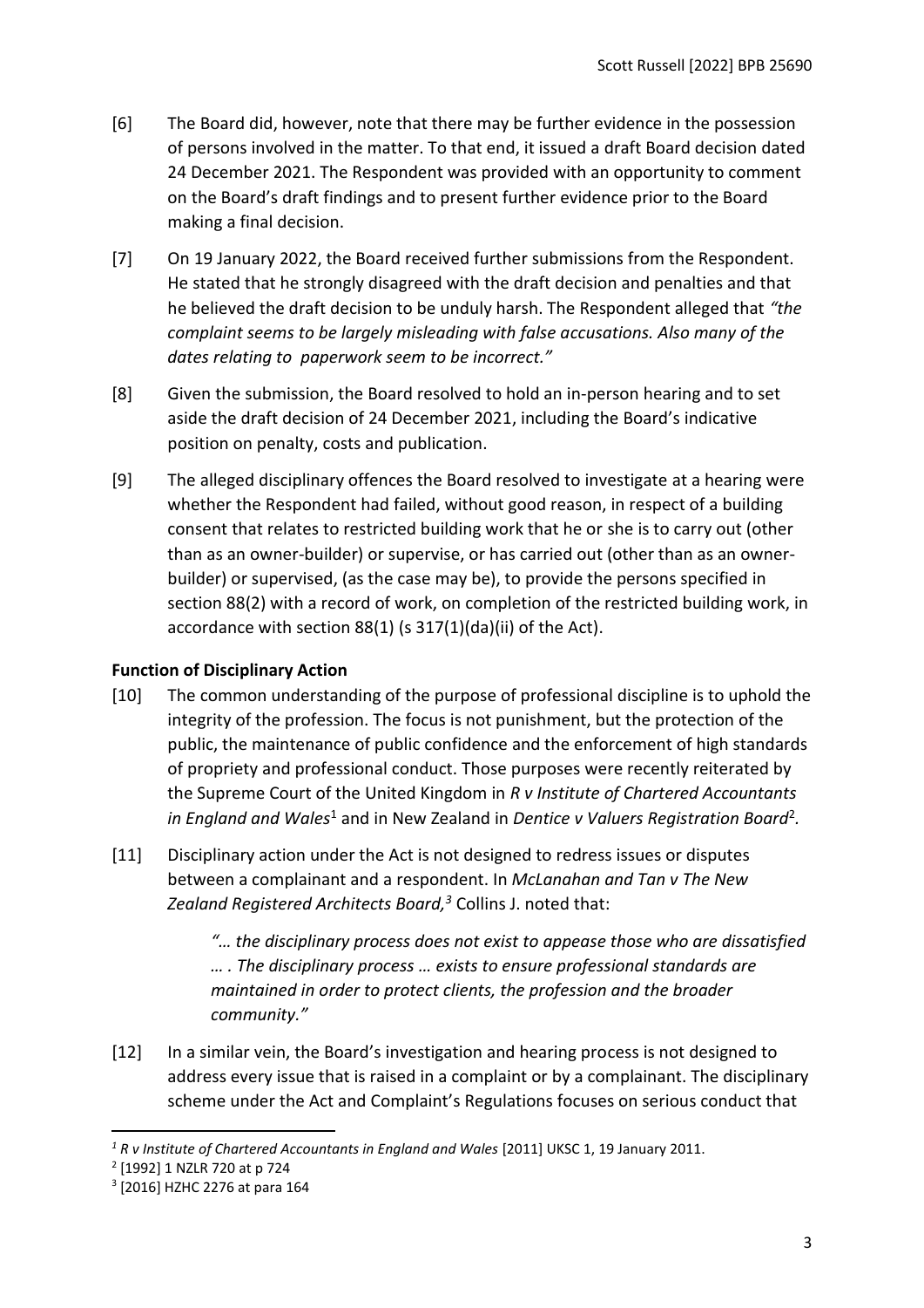[6] The Board did, however, note that there may be further evidence in the possession of persons involved in the matter. To that end, it issued a draft Board decision dated 24 December 2021. The Respondent was provided with an opportunity to comment on the Board's draft findings and to present further evidence prior to the Board making a final decision.

[7] On 19 January 2022, the Board received further submissions from the Respondent. He stated that he strongly disagreed with the draft decision and penalties and that he believed the draft decision to be unduly harsh. The Respondent alleged that *"the complaint seems to be largely misleading with false accusations. Also many of the dates relating to paperwork seem to be incorrect."*

[8] Given the submission, the Board resolved to hold an in-person hearing and to set aside the draft decision of 24 December 2021, including the Board's indicative position on penalty, costs and publication.

[9] The alleged disciplinary offences the Board resolved to investigate at a hearing were whether the Respondent had failed, without good reason, in respect of a building consent that relates to restricted building work that he or she is to carry out (other than as an owner-builder) or supervise, or has carried out (other than as an owner-builder) or supervised, (as the case may be), to provide the persons specified in section 88(2) with a record of work, on completion of the restricted building work, in accordance with section 88(1) (s 317(1)(da)(ii) of the Act).

**Function of Disciplinary Action**

[10] The common understanding of the purpose of professional discipline is to uphold the integrity of the profession. The focus is not punishment, but the protection of the public, the maintenance of public confidence and the enforcement of high standards of propriety and professional conduct. Those purposes were recently reiterated by the Supreme Court of the United Kingdom in *R v Institute of Chartered Accountants in England and Wales*[1] and in New Zealand in *Dentice v Valuers Registration Board*[2].

[11] Disciplinary action under the Act is not designed to redress issues or disputes between a complainant and a respondent. In *McLanahan and Tan v The New Zealand Registered Architects Board,*[3] Collins J. noted that:

> *"… the disciplinary process does not exist to appease those who are dissatisfied … . The disciplinary process … exists to ensure professional standards are maintained in order to protect clients, the profession and the broader community."*

[12] In a similar vein, the Board's investigation and hearing process is not designed to address every issue that is raised in a complaint or by a complainant. The disciplinary scheme under the Act and Complaint's Regulations focuses on serious conduct that

---

[1] *R v Institute of Chartered Accountants in England and Wales* [2011] UKSC 1, 19 January 2011.

[2] [1992] 1 NZLR 720 at p 724

[3] [2016] HZHC 2276 at para 164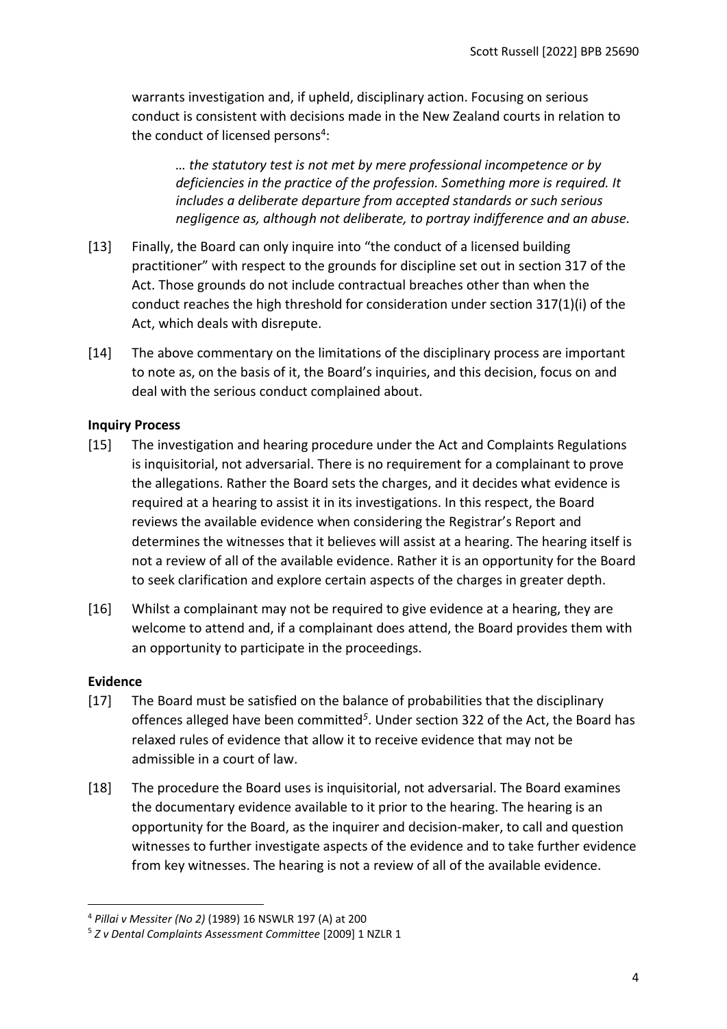warrants investigation and, if upheld, disciplinary action. Focusing on serious conduct is consistent with decisions made in the New Zealand courts in relation to the conduct of licensed persons[4]:

> *… the statutory test is not met by mere professional incompetence or by deficiencies in the practice of the profession. Something more is required. It includes a deliberate departure from accepted standards or such serious negligence as, although not deliberate, to portray indifference and an abuse.*

[13] Finally, the Board can only inquire into "the conduct of a licensed building practitioner" with respect to the grounds for discipline set out in section 317 of the Act. Those grounds do not include contractual breaches other than when the conduct reaches the high threshold for consideration under section 317(1)(i) of the Act, which deals with disrepute.

[14] The above commentary on the limitations of the disciplinary process are important to note as, on the basis of it, the Board's inquiries, and this decision, focus on and deal with the serious conduct complained about.

**Inquiry Process**

[15] The investigation and hearing procedure under the Act and Complaints Regulations is inquisitorial, not adversarial. There is no requirement for a complainant to prove the allegations. Rather the Board sets the charges, and it decides what evidence is required at a hearing to assist it in its investigations. In this respect, the Board reviews the available evidence when considering the Registrar's Report and determines the witnesses that it believes will assist at a hearing. The hearing itself is not a review of all of the available evidence. Rather it is an opportunity for the Board to seek clarification and explore certain aspects of the charges in greater depth.

[16] Whilst a complainant may not be required to give evidence at a hearing, they are welcome to attend and, if a complainant does attend, the Board provides them with an opportunity to participate in the proceedings.

**Evidence**

[17] The Board must be satisfied on the balance of probabilities that the disciplinary offences alleged have been committed[5]. Under section 322 of the Act, the Board has relaxed rules of evidence that allow it to receive evidence that may not be admissible in a court of law.

[18] The procedure the Board uses is inquisitorial, not adversarial. The Board examines the documentary evidence available to it prior to the hearing. The hearing is an opportunity for the Board, as the inquirer and decision-maker, to call and question witnesses to further investigate aspects of the evidence and to take further evidence from key witnesses. The hearing is not a review of all of the available evidence.

---

[4] *Pillai v Messiter (No 2)* (1989) 16 NSWLR 197 (A) at 200

[5] *Z v Dental Complaints Assessment Committee* [2009] 1 NZLR 1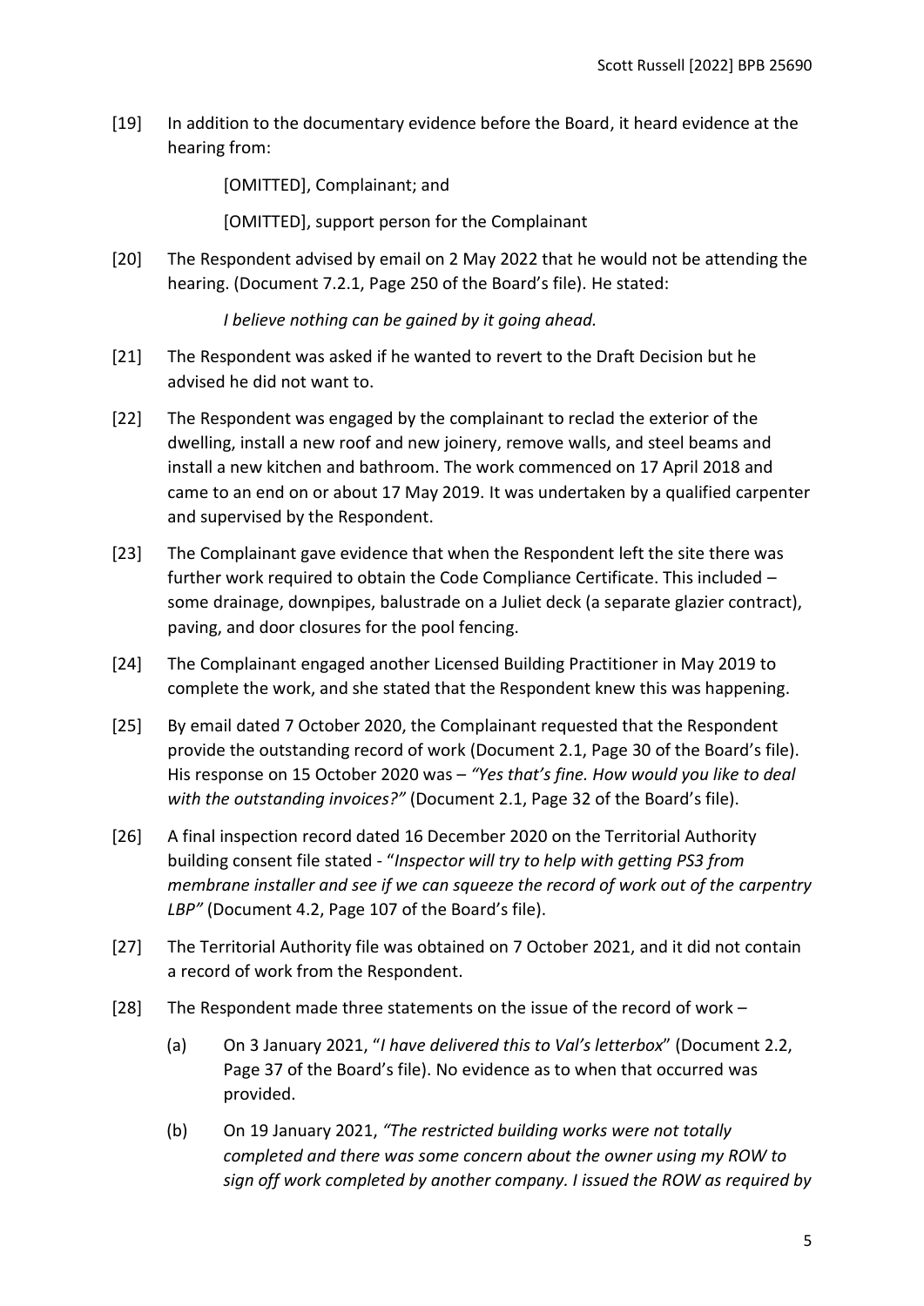[19] In addition to the documentary evidence before the Board, it heard evidence at the hearing from:

> [OMITTED], Complainant; and
>
> [OMITTED], support person for the Complainant

[20] The Respondent advised by email on 2 May 2022 that he would not be attending the hearing. (Document 7.2.1, Page 250 of the Board's file). He stated:

> *I believe nothing can be gained by it going ahead.*

[21] The Respondent was asked if he wanted to revert to the Draft Decision but he advised he did not want to.

[22] The Respondent was engaged by the complainant to reclad the exterior of the dwelling, install a new roof and new joinery, remove walls, and steel beams and install a new kitchen and bathroom. The work commenced on 17 April 2018 and came to an end on or about 17 May 2019. It was undertaken by a qualified carpenter and supervised by the Respondent.

[23] The Complainant gave evidence that when the Respondent left the site there was further work required to obtain the Code Compliance Certificate. This included – some drainage, downpipes, balustrade on a Juliet deck (a separate glazier contract), paving, and door closures for the pool fencing.

[24] The Complainant engaged another Licensed Building Practitioner in May 2019 to complete the work, and she stated that the Respondent knew this was happening.

[25] By email dated 7 October 2020, the Complainant requested that the Respondent provide the outstanding record of work (Document 2.1, Page 30 of the Board's file). His response on 15 October 2020 was – *"Yes that's fine. How would you like to deal with the outstanding invoices?"* (Document 2.1, Page 32 of the Board's file).

[26] A final inspection record dated 16 December 2020 on the Territorial Authority building consent file stated - "*Inspector will try to help with getting PS3 from membrane installer and see if we can squeeze the record of work out of the carpentry LBP"* (Document 4.2, Page 107 of the Board's file).

[27] The Territorial Authority file was obtained on 7 October 2021, and it did not contain a record of work from the Respondent.

[28] The Respondent made three statements on the issue of the record of work –

(a) On 3 January 2021, "*I have delivered this to Val's letterbox*" (Document 2.2, Page 37 of the Board's file). No evidence as to when that occurred was provided.

(b) On 19 January 2021, *"The restricted building works were not totally completed and there was some concern about the owner using my ROW to sign off work completed by another company. I issued the ROW as required by*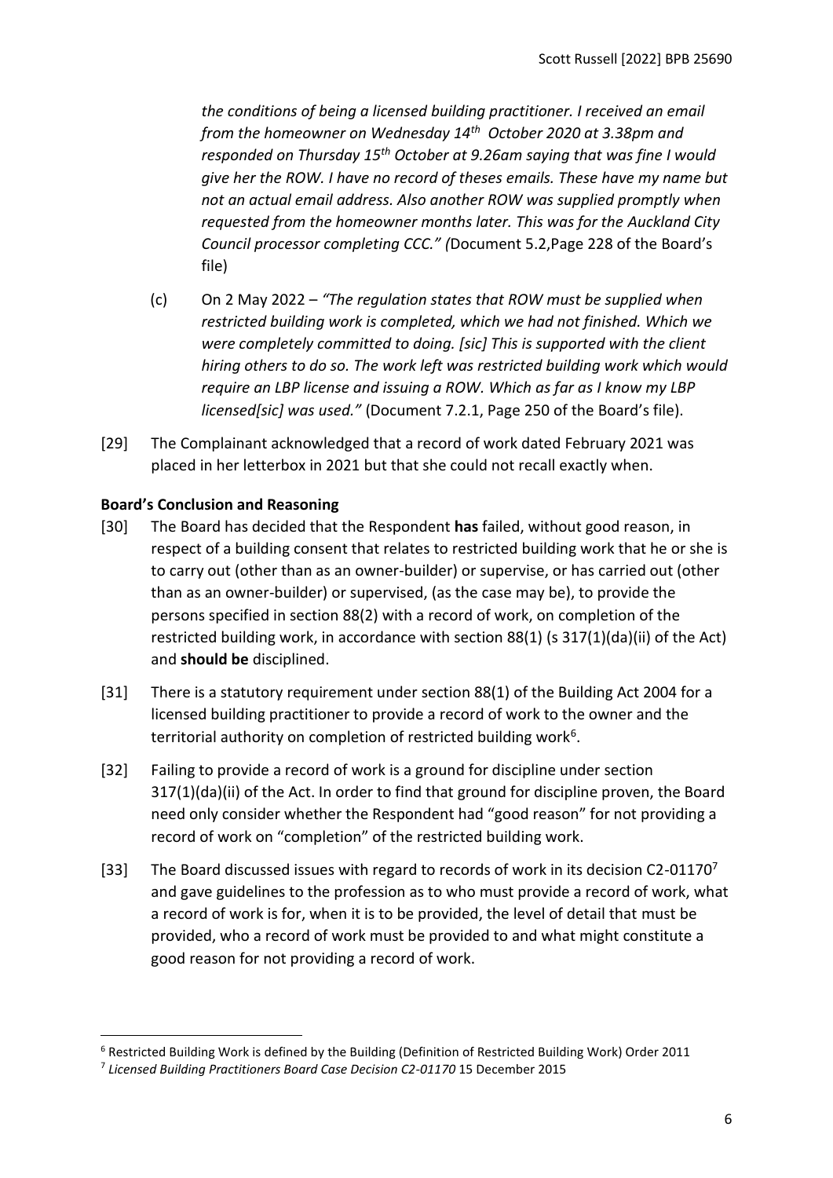*the conditions of being a licensed building practitioner. I received an email from the homeowner on Wednesday 14th October 2020 at 3.38pm and responded on Thursday 15th October at 9.26am saying that was fine I would give her the ROW. I have no record of theses emails. These have my name but not an actual email address. Also another ROW was supplied promptly when requested from the homeowner months later. This was for the Auckland City Council processor completing CCC." (*Document 5.2,Page 228 of the Board's file)

(c) On 2 May 2022 – *"The regulation states that ROW must be supplied when restricted building work is completed, which we had not finished. Which we were completely committed to doing. [sic] This is supported with the client hiring others to do so. The work left was restricted building work which would require an LBP license and issuing a ROW. Which as far as I know my LBP licensed[sic] was used."* (Document 7.2.1, Page 250 of the Board's file).

[29] The Complainant acknowledged that a record of work dated February 2021 was placed in her letterbox in 2021 but that she could not recall exactly when.

**Board's Conclusion and Reasoning**

[30] The Board has decided that the Respondent **has** failed, without good reason, in respect of a building consent that relates to restricted building work that he or she is to carry out (other than as an owner-builder) or supervise, or has carried out (other than as an owner-builder) or supervised, (as the case may be), to provide the persons specified in section 88(2) with a record of work, on completion of the restricted building work, in accordance with section 88(1) (s 317(1)(da)(ii) of the Act) and **should be** disciplined.

[31] There is a statutory requirement under section 88(1) of the Building Act 2004 for a licensed building practitioner to provide a record of work to the owner and the territorial authority on completion of restricted building work[6].

[32] Failing to provide a record of work is a ground for discipline under section 317(1)(da)(ii) of the Act. In order to find that ground for discipline proven, the Board need only consider whether the Respondent had "good reason" for not providing a record of work on "completion" of the restricted building work.

[33] The Board discussed issues with regard to records of work in its decision C2-01170[7] and gave guidelines to the profession as to who must provide a record of work, what a record of work is for, when it is to be provided, the level of detail that must be provided, who a record of work must be provided to and what might constitute a good reason for not providing a record of work.

---

[6] Restricted Building Work is defined by the Building (Definition of Restricted Building Work) Order 2011

[7] *Licensed Building Practitioners Board Case Decision C2-01170* 15 December 2015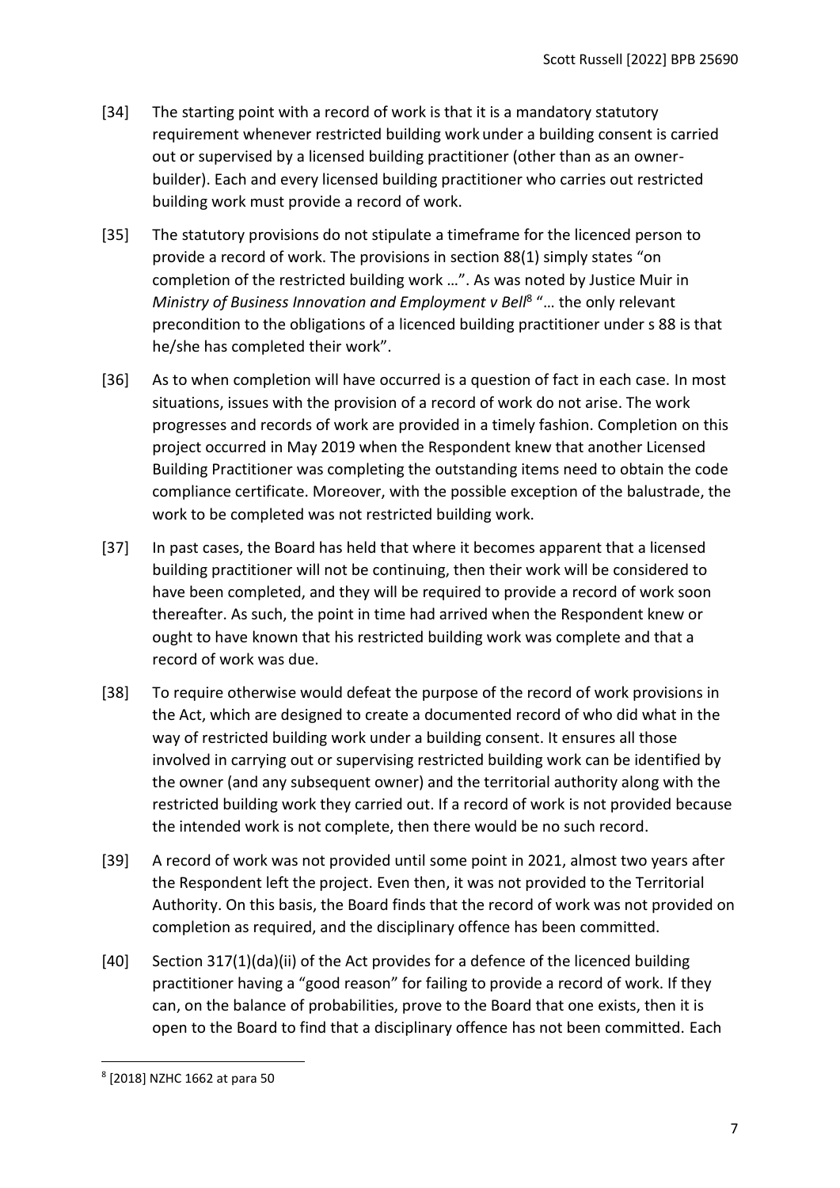[34] The starting point with a record of work is that it is a mandatory statutory requirement whenever restricted building work under a building consent is carried out or supervised by a licensed building practitioner (other than as an owner-builder). Each and every licensed building practitioner who carries out restricted building work must provide a record of work.

[35] The statutory provisions do not stipulate a timeframe for the licenced person to provide a record of work. The provisions in section 88(1) simply states "on completion of the restricted building work …". As was noted by Justice Muir in *Ministry of Business Innovation and Employment v Bell*[8] "… the only relevant precondition to the obligations of a licenced building practitioner under s 88 is that he/she has completed their work".

[36] As to when completion will have occurred is a question of fact in each case. In most situations, issues with the provision of a record of work do not arise. The work progresses and records of work are provided in a timely fashion. Completion on this project occurred in May 2019 when the Respondent knew that another Licensed Building Practitioner was completing the outstanding items need to obtain the code compliance certificate. Moreover, with the possible exception of the balustrade, the work to be completed was not restricted building work.

[37] In past cases, the Board has held that where it becomes apparent that a licensed building practitioner will not be continuing, then their work will be considered to have been completed, and they will be required to provide a record of work soon thereafter. As such, the point in time had arrived when the Respondent knew or ought to have known that his restricted building work was complete and that a record of work was due.

[38] To require otherwise would defeat the purpose of the record of work provisions in the Act, which are designed to create a documented record of who did what in the way of restricted building work under a building consent. It ensures all those involved in carrying out or supervising restricted building work can be identified by the owner (and any subsequent owner) and the territorial authority along with the restricted building work they carried out. If a record of work is not provided because the intended work is not complete, then there would be no such record.

[39] A record of work was not provided until some point in 2021, almost two years after the Respondent left the project. Even then, it was not provided to the Territorial Authority. On this basis, the Board finds that the record of work was not provided on completion as required, and the disciplinary offence has been committed.

[40] Section 317(1)(da)(ii) of the Act provides for a defence of the licenced building practitioner having a "good reason" for failing to provide a record of work. If they can, on the balance of probabilities, prove to the Board that one exists, then it is open to the Board to find that a disciplinary offence has not been committed. Each

[8] [2018] NZHC 1662 at para 50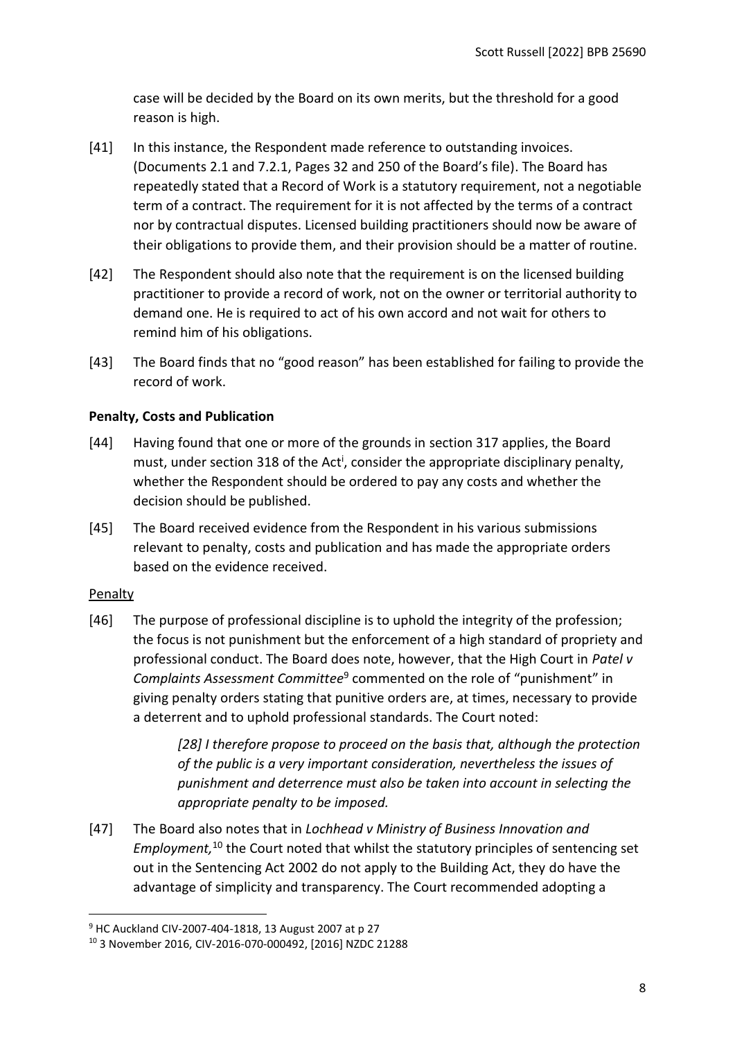case will be decided by the Board on its own merits, but the threshold for a good reason is high.

[41] In this instance, the Respondent made reference to outstanding invoices. (Documents 2.1 and 7.2.1, Pages 32 and 250 of the Board's file). The Board has repeatedly stated that a Record of Work is a statutory requirement, not a negotiable term of a contract. The requirement for it is not affected by the terms of a contract nor by contractual disputes. Licensed building practitioners should now be aware of their obligations to provide them, and their provision should be a matter of routine.

[42] The Respondent should also note that the requirement is on the licensed building practitioner to provide a record of work, not on the owner or territorial authority to demand one. He is required to act of his own accord and not wait for others to remind him of his obligations.

[43] The Board finds that no "good reason" has been established for failing to provide the record of work.

**Penalty, Costs and Publication**

[44] Having found that one or more of the grounds in section 317 applies, the Board must, under section 318 of the Act[i], consider the appropriate disciplinary penalty, whether the Respondent should be ordered to pay any costs and whether the decision should be published.

[45] The Board received evidence from the Respondent in his various submissions relevant to penalty, costs and publication and has made the appropriate orders based on the evidence received.

Penalty

[46] The purpose of professional discipline is to uphold the integrity of the profession; the focus is not punishment but the enforcement of a high standard of propriety and professional conduct. The Board does note, however, that the High Court in *Patel v Complaints Assessment Committee*[9] commented on the role of "punishment" in giving penalty orders stating that punitive orders are, at times, necessary to provide a deterrent and to uphold professional standards. The Court noted:

> *[28] I therefore propose to proceed on the basis that, although the protection of the public is a very important consideration, nevertheless the issues of punishment and deterrence must also be taken into account in selecting the appropriate penalty to be imposed.*

[47] The Board also notes that in *Lochhead v Ministry of Business Innovation and Employment,*[10] the Court noted that whilst the statutory principles of sentencing set out in the Sentencing Act 2002 do not apply to the Building Act, they do have the advantage of simplicity and transparency. The Court recommended adopting a

---

[9] HC Auckland CIV-2007-404-1818, 13 August 2007 at p 27

[10] 3 November 2016, CIV-2016-070-000492, [2016] NZDC 21288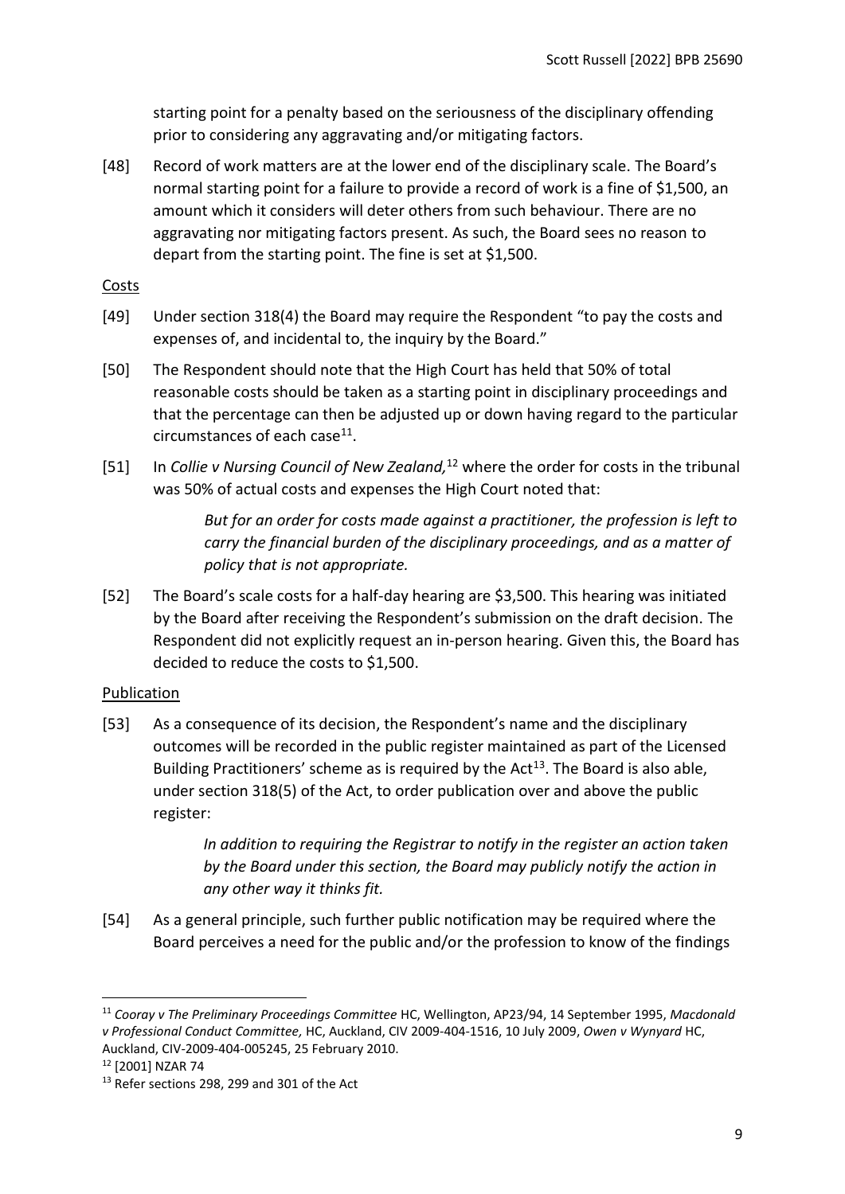starting point for a penalty based on the seriousness of the disciplinary offending prior to considering any aggravating and/or mitigating factors.

[48] Record of work matters are at the lower end of the disciplinary scale. The Board's normal starting point for a failure to provide a record of work is a fine of $1,500, an amount which it considers will deter others from such behaviour. There are no aggravating nor mitigating factors present. As such, the Board sees no reason to depart from the starting point. The fine is set at $1,500.

Costs

[49] Under section 318(4) the Board may require the Respondent "to pay the costs and expenses of, and incidental to, the inquiry by the Board."

[50] The Respondent should note that the High Court has held that 50% of total reasonable costs should be taken as a starting point in disciplinary proceedings and that the percentage can then be adjusted up or down having regard to the particular circumstances of each case[11].

[51] In *Collie v Nursing Council of New Zealand,*[12] where the order for costs in the tribunal was 50% of actual costs and expenses the High Court noted that:

> *But for an order for costs made against a practitioner, the profession is left to carry the financial burden of the disciplinary proceedings, and as a matter of policy that is not appropriate.*

[52] The Board's scale costs for a half-day hearing are $3,500. This hearing was initiated by the Board after receiving the Respondent's submission on the draft decision. The Respondent did not explicitly request an in-person hearing. Given this, the Board has decided to reduce the costs to $1,500.

Publication

[53] As a consequence of its decision, the Respondent's name and the disciplinary outcomes will be recorded in the public register maintained as part of the Licensed Building Practitioners' scheme as is required by the Act[13]. The Board is also able, under section 318(5) of the Act, to order publication over and above the public register:

> *In addition to requiring the Registrar to notify in the register an action taken by the Board under this section, the Board may publicly notify the action in any other way it thinks fit.*

[54] As a general principle, such further public notification may be required where the Board perceives a need for the public and/or the profession to know of the findings

---

[11] *Cooray v The Preliminary Proceedings Committee* HC, Wellington, AP23/94, 14 September 1995, *Macdonald v Professional Conduct Committee,* HC, Auckland, CIV 2009-404-1516, 10 July 2009, *Owen v Wynyard* HC, Auckland, CIV-2009-404-005245, 25 February 2010.

[12] [2001] NZAR 74

[13] Refer sections 298, 299 and 301 of the Act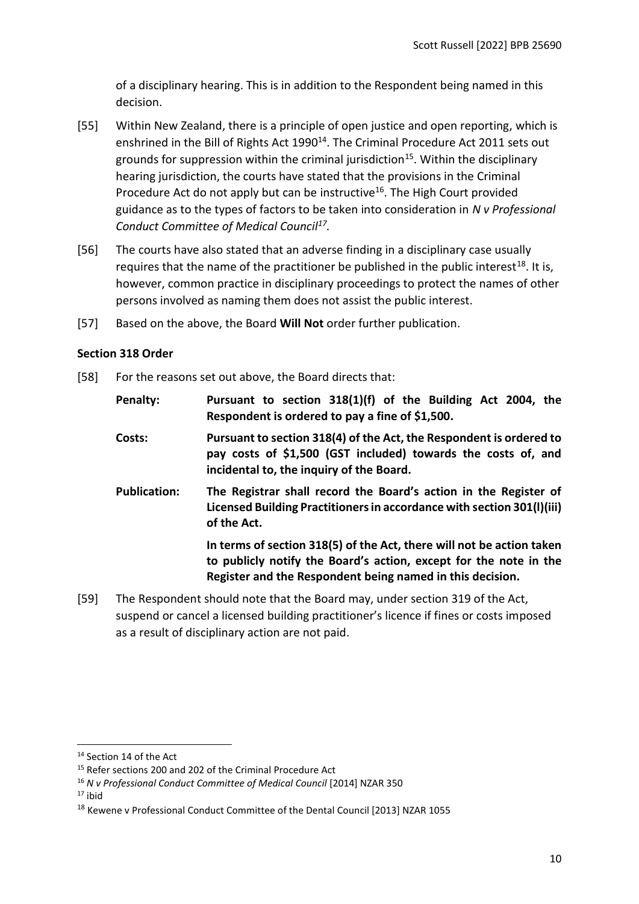of a disciplinary hearing. This is in addition to the Respondent being named in this decision.

[55] Within New Zealand, there is a principle of open justice and open reporting, which is enshrined in the Bill of Rights Act 1990[14]. The Criminal Procedure Act 2011 sets out grounds for suppression within the criminal jurisdiction[15]. Within the disciplinary hearing jurisdiction, the courts have stated that the provisions in the Criminal Procedure Act do not apply but can be instructive[16]. The High Court provided guidance as to the types of factors to be taken into consideration in *N v Professional Conduct Committee of Medical Council*[17].

[56] The courts have also stated that an adverse finding in a disciplinary case usually requires that the name of the practitioner be published in the public interest[18]. It is, however, common practice in disciplinary proceedings to protect the names of other persons involved as naming them does not assist the public interest.

[57] Based on the above, the Board **Will Not** order further publication.

### Section 318 Order

[58] For the reasons set out above, the Board directs that:

**Penalty:** **Pursuant to section 318(1)(f) of the Building Act 2004, the Respondent is ordered to pay a fine of $1,500.**

**Costs:** **Pursuant to section 318(4) of the Act, the Respondent is ordered to pay costs of $1,500 (GST included) towards the costs of, and incidental to, the inquiry of the Board.**

**Publication:** **The Registrar shall record the Board's action in the Register of Licensed Building Practitioners in accordance with section 301(l)(iii) of the Act.**

**In terms of section 318(5) of the Act, there will not be action taken to publicly notify the Board's action, except for the note in the Register and the Respondent being named in this decision.**

[59] The Respondent should note that the Board may, under section 319 of the Act, suspend or cancel a licensed building practitioner's licence if fines or costs imposed as a result of disciplinary action are not paid.

---

[14] Section 14 of the Act

[15] Refer sections 200 and 202 of the Criminal Procedure Act

[16] *N v Professional Conduct Committee of Medical Council* [2014] NZAR 350

[17] ibid

[18] Kewene v Professional Conduct Committee of the Dental Council [2013] NZAR 1055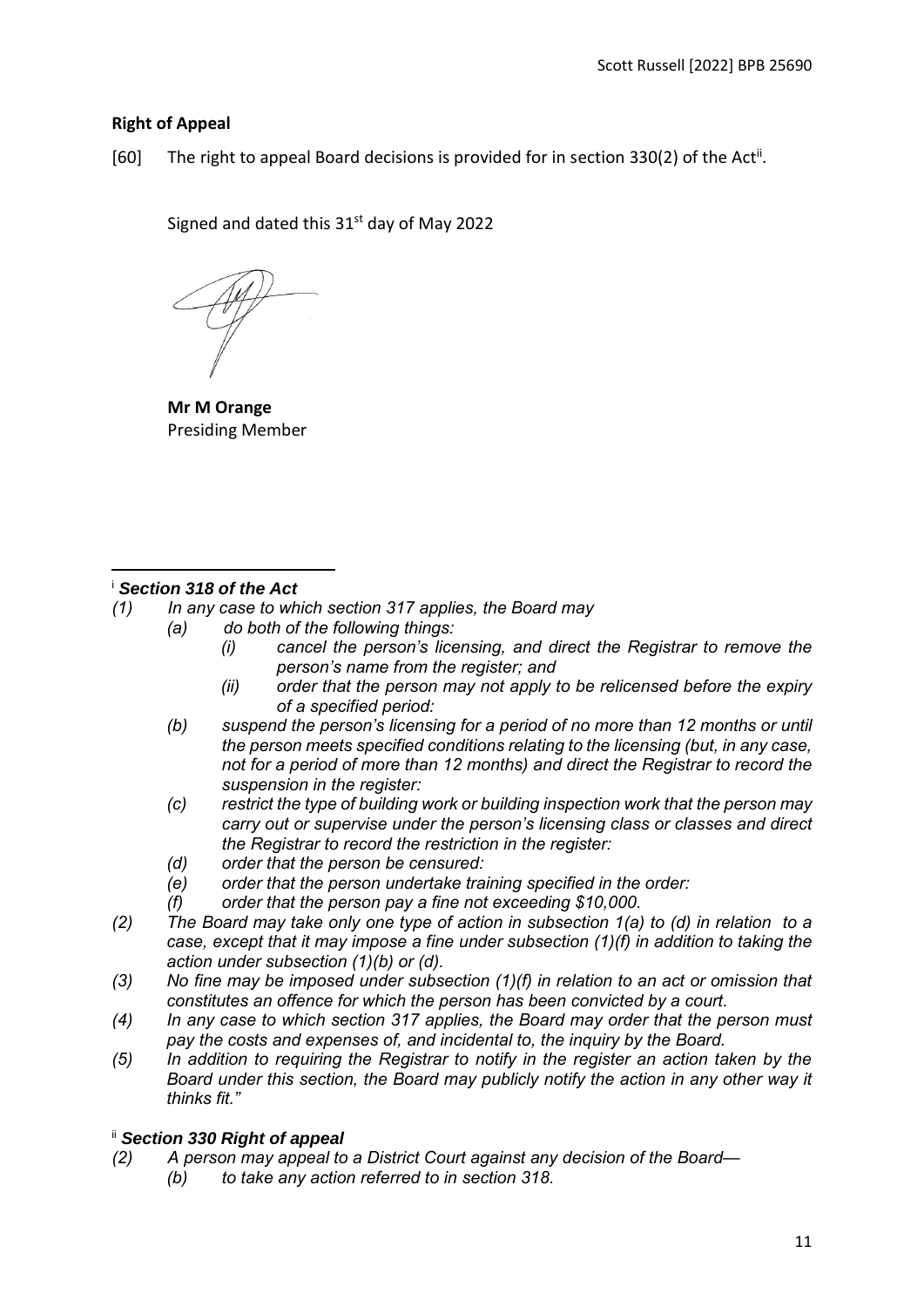**Right of Appeal**

[60] The right to appeal Board decisions is provided for in section 330(2) of the Act[ii].

Signed and dated this 31st day of May 2022

**Mr M Orange**
Presiding Member

---

[i] ***Section 318 of the Act***

*(1) In any case to which section 317 applies, the Board may*

*(a) do both of the following things:*

*(i) cancel the person's licensing, and direct the Registrar to remove the person's name from the register; and*

*(ii) order that the person may not apply to be relicensed before the expiry of a specified period:*

*(b) suspend the person's licensing for a period of no more than 12 months or until the person meets specified conditions relating to the licensing (but, in any case, not for a period of more than 12 months) and direct the Registrar to record the suspension in the register:*

*(c) restrict the type of building work or building inspection work that the person may carry out or supervise under the person's licensing class or classes and direct the Registrar to record the restriction in the register:*

*(d) order that the person be censured:*

*(e) order that the person undertake training specified in the order:*

*(f) order that the person pay a fine not exceeding $10,000.*

*(2) The Board may take only one type of action in subsection 1(a) to (d) in relation to a case, except that it may impose a fine under subsection (1)(f) in addition to taking the action under subsection (1)(b) or (d).*

*(3) No fine may be imposed under subsection (1)(f) in relation to an act or omission that constitutes an offence for which the person has been convicted by a court.*

*(4) In any case to which section 317 applies, the Board may order that the person must pay the costs and expenses of, and incidental to, the inquiry by the Board.*

*(5) In addition to requiring the Registrar to notify in the register an action taken by the Board under this section, the Board may publicly notify the action in any other way it thinks fit."*

[ii] ***Section 330 Right of appeal***

*(2) A person may appeal to a District Court against any decision of the Board—*

*(b) to take any action referred to in section 318.*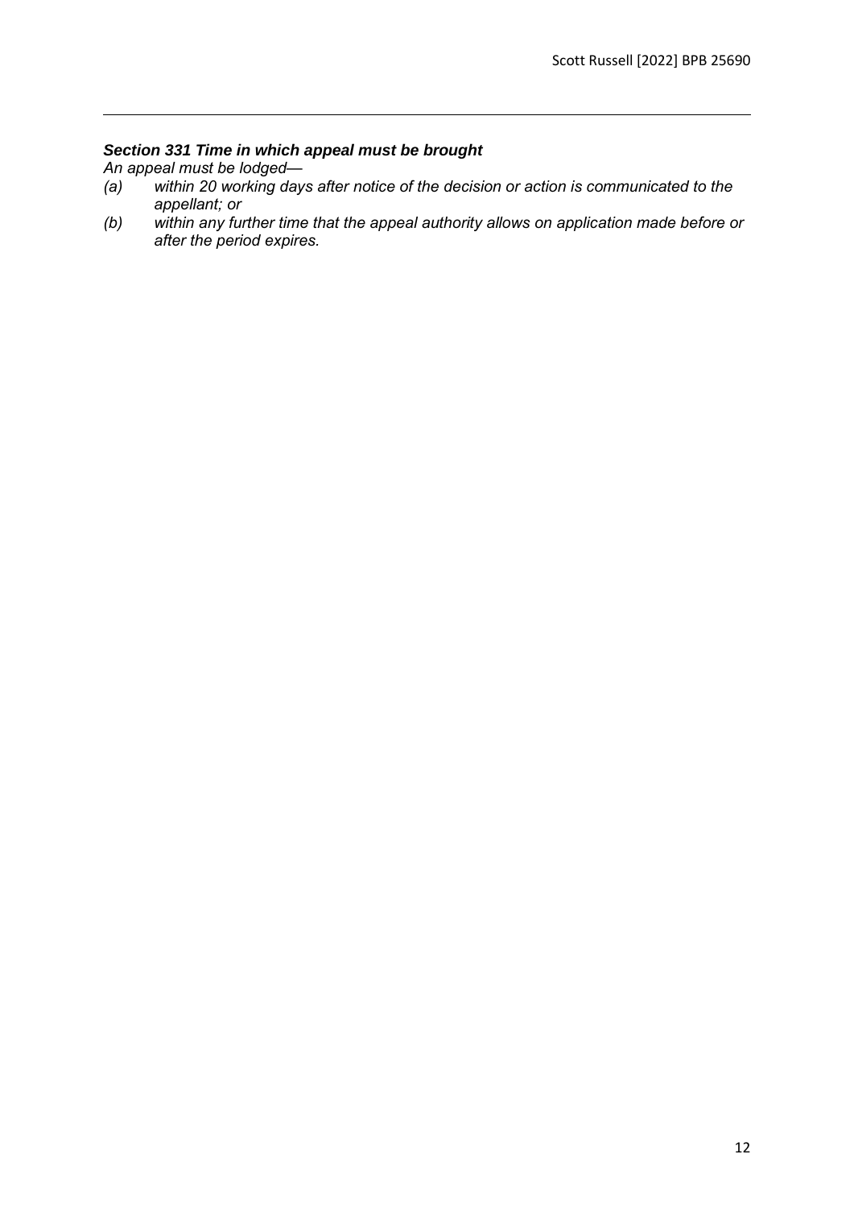***Section 331 Time in which appeal must be brought***

*An appeal must be lodged—*

*(a) within 20 working days after notice of the decision or action is communicated to the appellant; or*

*(b) within any further time that the appeal authority allows on application made before or after the period expires.*